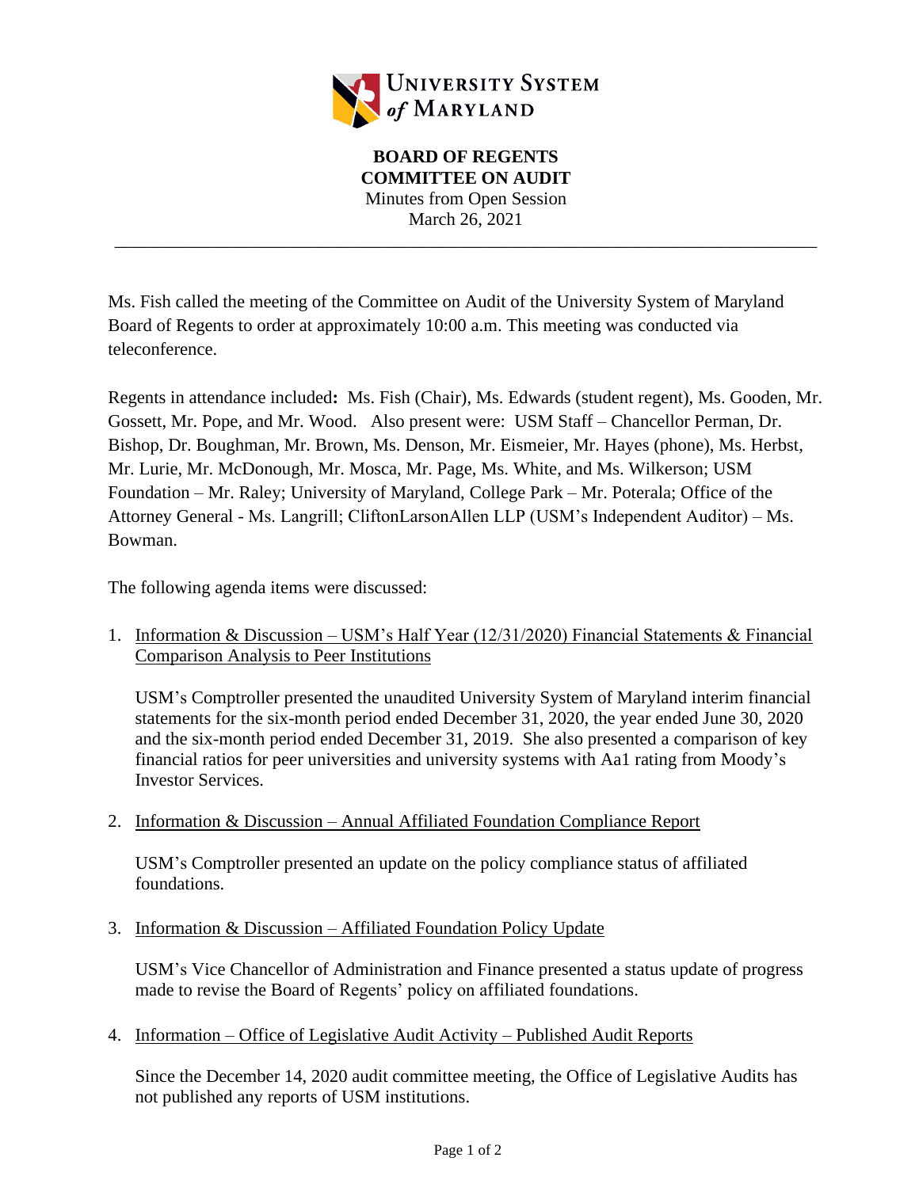UNIVERSITY SYSTEM of MARYLAND

**BOARD OF REGENTS**
**COMMITTEE ON AUDIT**
Minutes from Open Session
March 26, 2021

---

Ms. Fish called the meeting of the Committee on Audit of the University System of Maryland Board of Regents to order at approximately 10:00 a.m. This meeting was conducted via teleconference.

Regents in attendance included**:** Ms. Fish (Chair), Ms. Edwards (student regent), Ms. Gooden, Mr. Gossett, Mr. Pope, and Mr. Wood. Also present were: USM Staff – Chancellor Perman, Dr. Bishop, Dr. Boughman, Mr. Brown, Ms. Denson, Mr. Eismeier, Mr. Hayes (phone), Ms. Herbst, Mr. Lurie, Mr. McDonough, Mr. Mosca, Mr. Page, Ms. White, and Ms. Wilkerson; USM Foundation – Mr. Raley; University of Maryland, College Park – Mr. Poterala; Office of the Attorney General - Ms. Langrill; CliftonLarsonAllen LLP (USM's Independent Auditor) – Ms. Bowman.

The following agenda items were discussed:

1. Information & Discussion – USM's Half Year (12/31/2020) Financial Statements & Financial Comparison Analysis to Peer Institutions

   USM's Comptroller presented the unaudited University System of Maryland interim financial statements for the six-month period ended December 31, 2020, the year ended June 30, 2020 and the six-month period ended December 31, 2019. She also presented a comparison of key financial ratios for peer universities and university systems with Aa1 rating from Moody's Investor Services.

2. Information & Discussion – Annual Affiliated Foundation Compliance Report

   USM's Comptroller presented an update on the policy compliance status of affiliated foundations.

3. Information & Discussion – Affiliated Foundation Policy Update

   USM's Vice Chancellor of Administration and Finance presented a status update of progress made to revise the Board of Regents' policy on affiliated foundations.

4. Information – Office of Legislative Audit Activity – Published Audit Reports

   Since the December 14, 2020 audit committee meeting, the Office of Legislative Audits has not published any reports of USM institutions.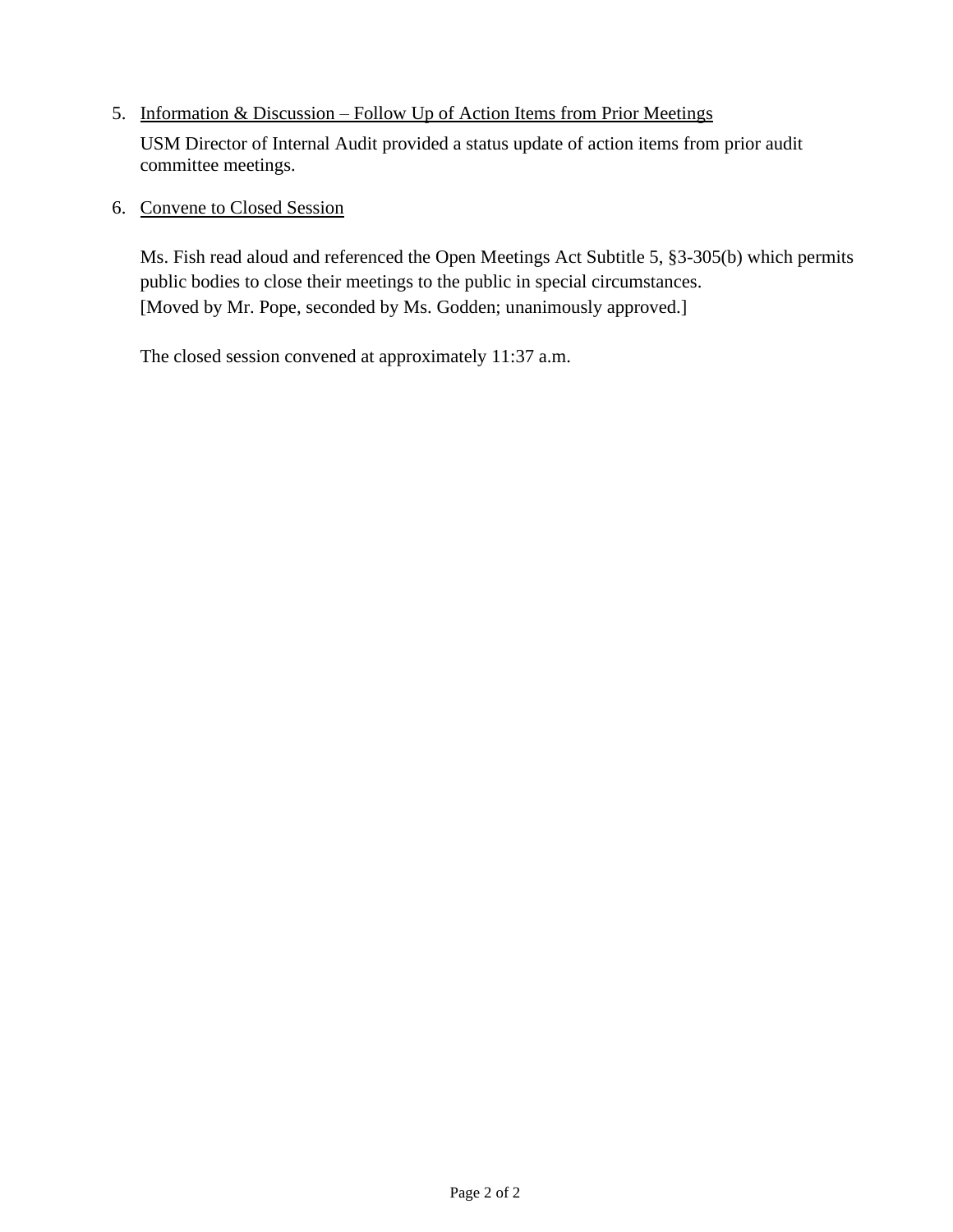5. <u>Information & Discussion – Follow Up of Action Items from Prior Meetings</u>

   USM Director of Internal Audit provided a status update of action items from prior audit committee meetings.

6. <u>Convene to Closed Session</u>

   Ms. Fish read aloud and referenced the Open Meetings Act Subtitle 5, §3-305(b) which permits public bodies to close their meetings to the public in special circumstances.
   [Moved by Mr. Pope, seconded by Ms. Godden; unanimously approved.]

   The closed session convened at approximately 11:37 a.m.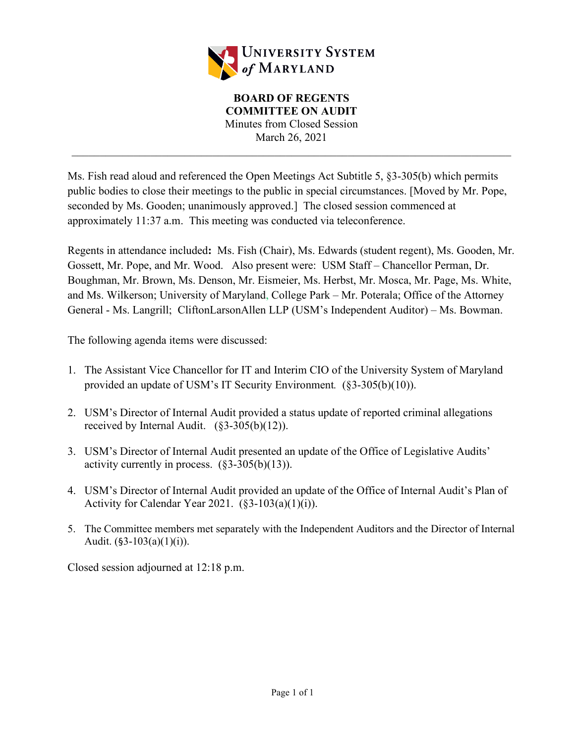# UNIVERSITY SYSTEM of MARYLAND

**BOARD OF REGENTS**
**COMMITTEE ON AUDIT**
Minutes from Closed Session
March 26, 2021

---

Ms. Fish read aloud and referenced the Open Meetings Act Subtitle 5, §3-305(b) which permits public bodies to close their meetings to the public in special circumstances. [Moved by Mr. Pope, seconded by Ms. Gooden; unanimously approved.] The closed session commenced at approximately 11:37 a.m. This meeting was conducted via teleconference.

Regents in attendance included**:** Ms. Fish (Chair), Ms. Edwards (student regent), Ms. Gooden, Mr. Gossett, Mr. Pope, and Mr. Wood. Also present were: USM Staff – Chancellor Perman, Dr. Boughman, Mr. Brown, Ms. Denson, Mr. Eismeier, Ms. Herbst, Mr. Mosca, Mr. Page, Ms. White, and Ms. Wilkerson; University of Maryland, College Park – Mr. Poterala; Office of the Attorney General - Ms. Langrill; CliftonLarsonAllen LLP (USM's Independent Auditor) – Ms. Bowman.

The following agenda items were discussed:

1. The Assistant Vice Chancellor for IT and Interim CIO of the University System of Maryland provided an update of USM's IT Security Environment*.* (§3-305(b)(10)).

2. USM's Director of Internal Audit provided a status update of reported criminal allegations received by Internal Audit. (§3-305(b)(12)).

3. USM's Director of Internal Audit presented an update of the Office of Legislative Audits' activity currently in process. (§3-305(b)(13)).

4. USM's Director of Internal Audit provided an update of the Office of Internal Audit's Plan of Activity for Calendar Year 2021. (§3-103(a)(1)(i)).

5. The Committee members met separately with the Independent Auditors and the Director of Internal Audit. (§3-103(a)(1)(i)).

Closed session adjourned at 12:18 p.m.